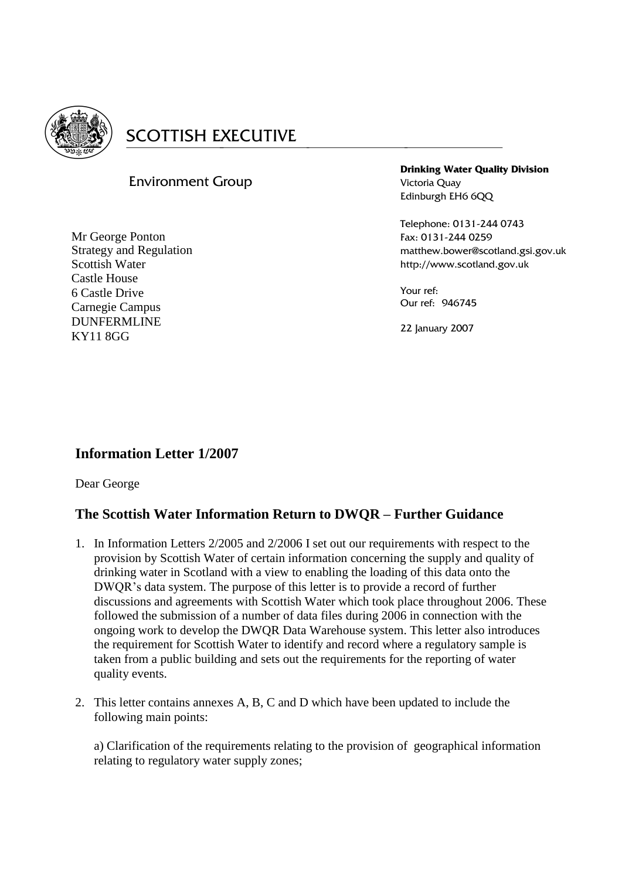SCOTTISH EXECUTIVE

Environment Group

**Drinking Water Quality Division**
Victoria Quay
Edinburgh EH6 6QQ

Telephone: 0131-244 0743
Fax: 0131-244 0259
matthew.bower@scotland.gsi.gov.uk
http://www.scotland.gov.uk

Your ref:
Our ref: 946745

22 January 2007

Mr George Ponton
Strategy and Regulation
Scottish Water
Castle House
6 Castle Drive
Carnegie Campus
DUNFERMLINE
KY11 8GG

## Information Letter 1/2007

Dear George

## The Scottish Water Information Return to DWQR – Further Guidance

1. In Information Letters 2/2005 and 2/2006 I set out our requirements with respect to the provision by Scottish Water of certain information concerning the supply and quality of drinking water in Scotland with a view to enabling the loading of this data onto the DWQR's data system. The purpose of this letter is to provide a record of further discussions and agreements with Scottish Water which took place throughout 2006. These followed the submission of a number of data files during 2006 in connection with the ongoing work to develop the DWQR Data Warehouse system. This letter also introduces the requirement for Scottish Water to identify and record where a regulatory sample is taken from a public building and sets out the requirements for the reporting of water quality events.

2. This letter contains annexes A, B, C and D which have been updated to include the following main points:

   a) Clarification of the requirements relating to the provision of geographical information relating to regulatory water supply zones;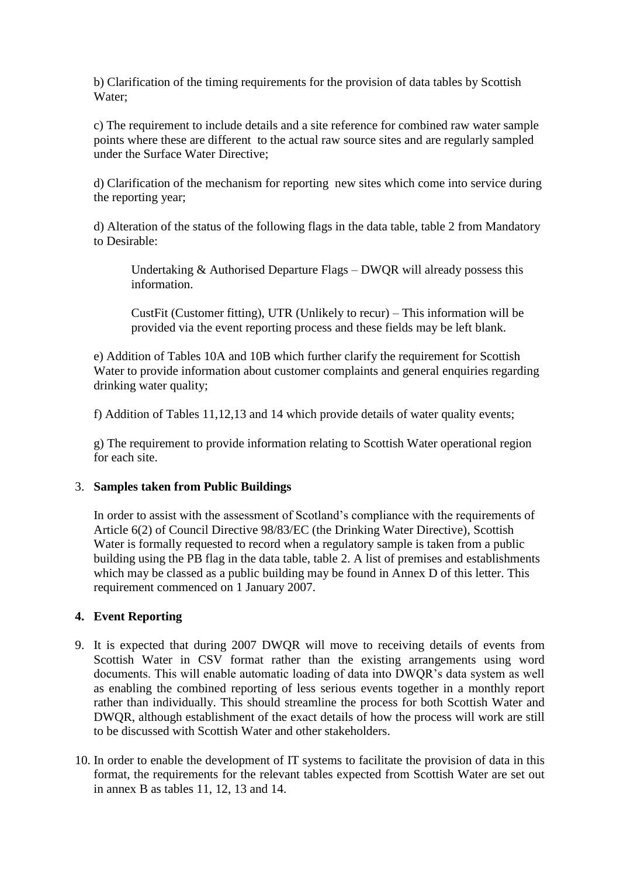b) Clarification of the timing requirements for the provision of data tables by Scottish Water;

c) The requirement to include details and a site reference for combined raw water sample points where these are different to the actual raw source sites and are regularly sampled under the Surface Water Directive;

d) Clarification of the mechanism for reporting new sites which come into service during the reporting year;

d) Alteration of the status of the following flags in the data table, table 2 from Mandatory to Desirable:

> Undertaking & Authorised Departure Flags – DWQR will already possess this information.
>
> CustFit (Customer fitting), UTR (Unlikely to recur) – This information will be provided via the event reporting process and these fields may be left blank.

e) Addition of Tables 10A and 10B which further clarify the requirement for Scottish Water to provide information about customer complaints and general enquiries regarding drinking water quality;

f) Addition of Tables 11,12,13 and 14 which provide details of water quality events;

g) The requirement to provide information relating to Scottish Water operational region for each site.

3. **Samples taken from Public Buildings**

In order to assist with the assessment of Scotland's compliance with the requirements of Article 6(2) of Council Directive 98/83/EC (the Drinking Water Directive), Scottish Water is formally requested to record when a regulatory sample is taken from a public building using the PB flag in the data table, table 2. A list of premises and establishments which may be classed as a public building may be found in Annex D of this letter. This requirement commenced on 1 January 2007.

**4. Event Reporting**

9. It is expected that during 2007 DWQR will move to receiving details of events from Scottish Water in CSV format rather than the existing arrangements using word documents. This will enable automatic loading of data into DWQR's data system as well as enabling the combined reporting of less serious events together in a monthly report rather than individually. This should streamline the process for both Scottish Water and DWQR, although establishment of the exact details of how the process will work are still to be discussed with Scottish Water and other stakeholders.

10. In order to enable the development of IT systems to facilitate the provision of data in this format, the requirements for the relevant tables expected from Scottish Water are set out in annex B as tables 11, 12, 13 and 14.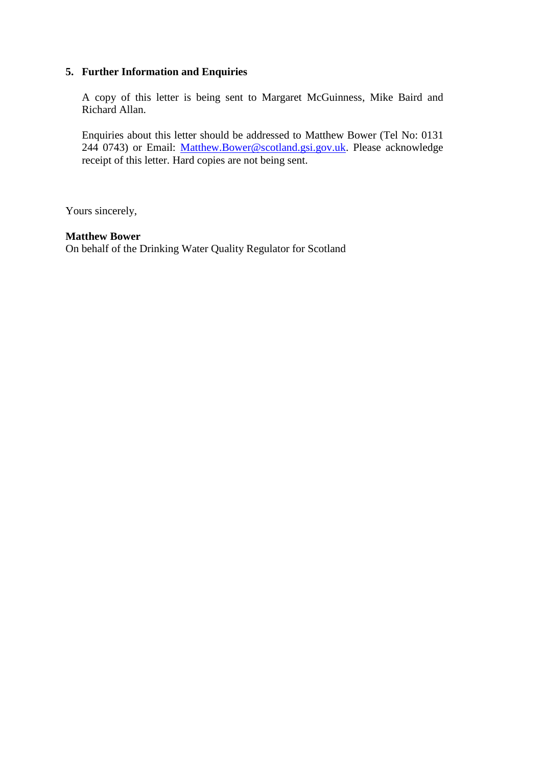## 5. Further Information and Enquiries

A copy of this letter is being sent to Margaret McGuinness, Mike Baird and Richard Allan.

Enquiries about this letter should be addressed to Matthew Bower (Tel No: 0131 244 0743) or Email: Matthew.Bower@scotland.gsi.gov.uk. Please acknowledge receipt of this letter. Hard copies are not being sent.

Yours sincerely,

**Matthew Bower**
On behalf of the Drinking Water Quality Regulator for Scotland